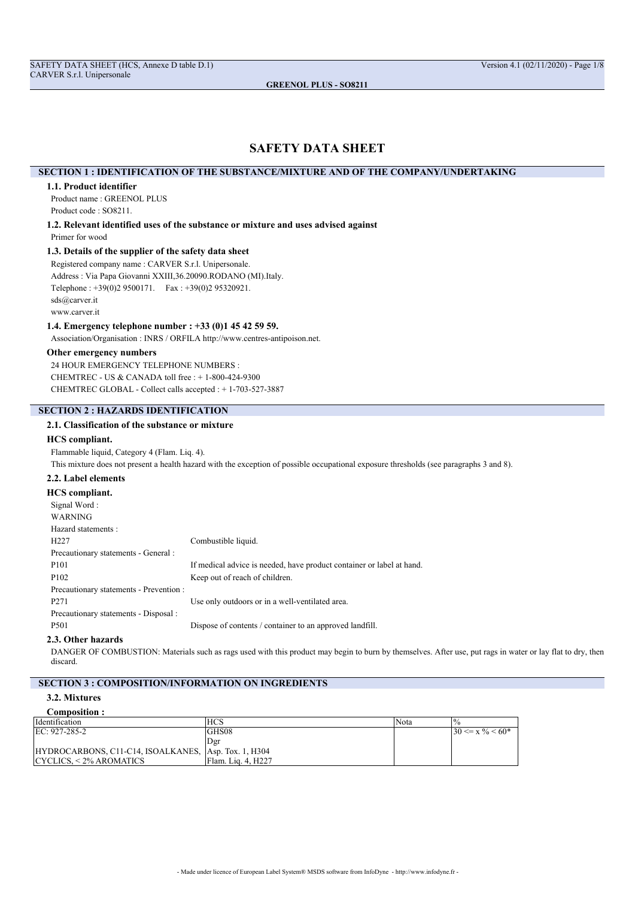# SAFETY DATA SHEET

## SECTION 1 : IDENTIFICATION OF THE SUBSTANCE/MIXTURE AND OF THE COMPANY/UNDERTAKING

### 1.1. Product identifier

Product name : GREENOL PLUS

Product code : SO8211.

### 1.2. Relevant identified uses of the substance or mixture and uses advised against

Primer for wood

### 1.3. Details of the supplier of the safety data sheet

Registered company name : CARVER S.r.l. Unipersonale.

Address : Via Papa Giovanni XXIII,36.20090.RODANO (MI).Italy.

Telephone : +39(0)2 9500171. Fax : +39(0)2 95320921.

sds@carver.it

www.carver.it

### 1.4. Emergency telephone number : +33 (0)1 45 42 59 59.

Association/Organisation : INRS / ORFILA http://www.centres-antipoison.net.

**Other emergency numbers**

24 HOUR EMERGENCY TELEPHONE NUMBERS :

CHEMTREC - US & CANADA toll free : + 1-800-424-9300

CHEMTREC GLOBAL - Collect calls accepted : + 1-703-527-3887

## SECTION 2 : HAZARDS IDENTIFICATION

### 2.1. Classification of the substance or mixture

**HCS compliant.**

Flammable liquid, Category 4 (Flam. Liq. 4).

This mixture does not present a health hazard with the exception of possible occupational exposure thresholds (see paragraphs 3 and 8).

### 2.2. Label elements

**HCS compliant.**

Signal Word :

WARNING

Hazard statements :

| | |
|---|---|
| H227 | Combustible liquid. |

Precautionary statements - General :

| | |
|---|---|
| P101 | If medical advice is needed, have product container or label at hand. |
| P102 | Keep out of reach of children. |

Precautionary statements - Prevention :

| | |
|---|---|
| P271 | Use only outdoors or in a well-ventilated area. |

Precautionary statements - Disposal :

| | |
|---|---|
| P501 | Dispose of contents / container to an approved landfill. |

### 2.3. Other hazards

DANGER OF COMBUSTION: Materials such as rags used with this product may begin to burn by themselves. After use, put rags in water or lay flat to dry, then discard.

## SECTION 3 : COMPOSITION/INFORMATION ON INGREDIENTS

### 3.2. Mixtures

**Composition :**

| Identification | HCS | Nota | % |
|---|---|---|---|
| EC: 927-285-2<br>HYDROCARBONS, C11-C14, ISOALKANES, CYCLICS, < 2% AROMATICS | GHS08<br>Dgr<br>Asp. Tox. 1, H304<br>Flam. Liq. 4, H227 | | 30 <= x % < 60* |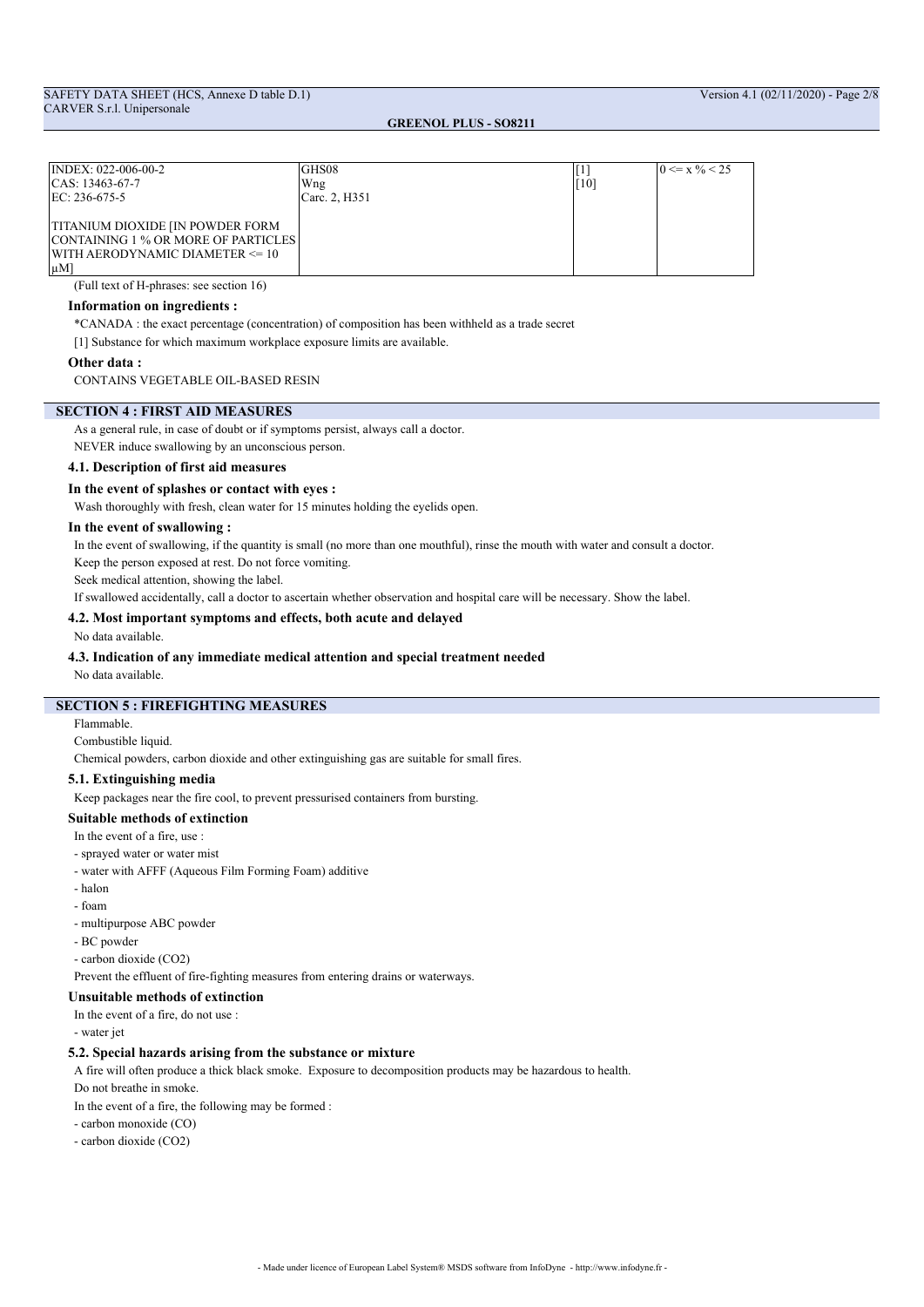| INDEX: 022-006-00-2<br>CAS: 13463-67-7<br>EC: 236-675-5<br><br>TITANIUM DIOXIDE [IN POWDER FORM CONTAINING 1 % OR MORE OF PARTICLES WITH AERODYNAMIC DIAMETER <= 10 μM] | GHS08<br>Wng<br>Carc. 2, H351 | [1]<br>[10] | 0 <= x % < 25 |
|---|---|---|---|

(Full text of H-phrases: see section 16)

**Information on ingredients :**

*CANADA : the exact percentage (concentration) of composition has been withheld as a trade secret

[1] Substance for which maximum workplace exposure limits are available.

**Other data :**

CONTAINS VEGETABLE OIL-BASED RESIN

## SECTION 4 : FIRST AID MEASURES

As a general rule, in case of doubt or if symptoms persist, always call a doctor.

NEVER induce swallowing by an unconscious person.

### 4.1. Description of first aid measures

**In the event of splashes or contact with eyes :**

Wash thoroughly with fresh, clean water for 15 minutes holding the eyelids open.

**In the event of swallowing :**

In the event of swallowing, if the quantity is small (no more than one mouthful), rinse the mouth with water and consult a doctor.

Keep the person exposed at rest. Do not force vomiting.

Seek medical attention, showing the label.

If swallowed accidentally, call a doctor to ascertain whether observation and hospital care will be necessary. Show the label.

### 4.2. Most important symptoms and effects, both acute and delayed

No data available.

### 4.3. Indication of any immediate medical attention and special treatment needed

No data available.

## SECTION 5 : FIREFIGHTING MEASURES

Flammable.

Combustible liquid.

Chemical powders, carbon dioxide and other extinguishing gas are suitable for small fires.

### 5.1. Extinguishing media

Keep packages near the fire cool, to prevent pressurised containers from bursting.

**Suitable methods of extinction**

In the event of a fire, use :

- sprayed water or water mist
- water with AFFF (Aqueous Film Forming Foam) additive
- halon
- foam
- multipurpose ABC powder
- BC powder
- carbon dioxide ($CO_2$)

Prevent the effluent of fire-fighting measures from entering drains or waterways.

**Unsuitable methods of extinction**

In the event of a fire, do not use :

- water jet

### 5.2. Special hazards arising from the substance or mixture

A fire will often produce a thick black smoke. Exposure to decomposition products may be hazardous to health.

Do not breathe in smoke.

In the event of a fire, the following may be formed :

- carbon monoxide (CO)
- carbon dioxide ($CO_2$)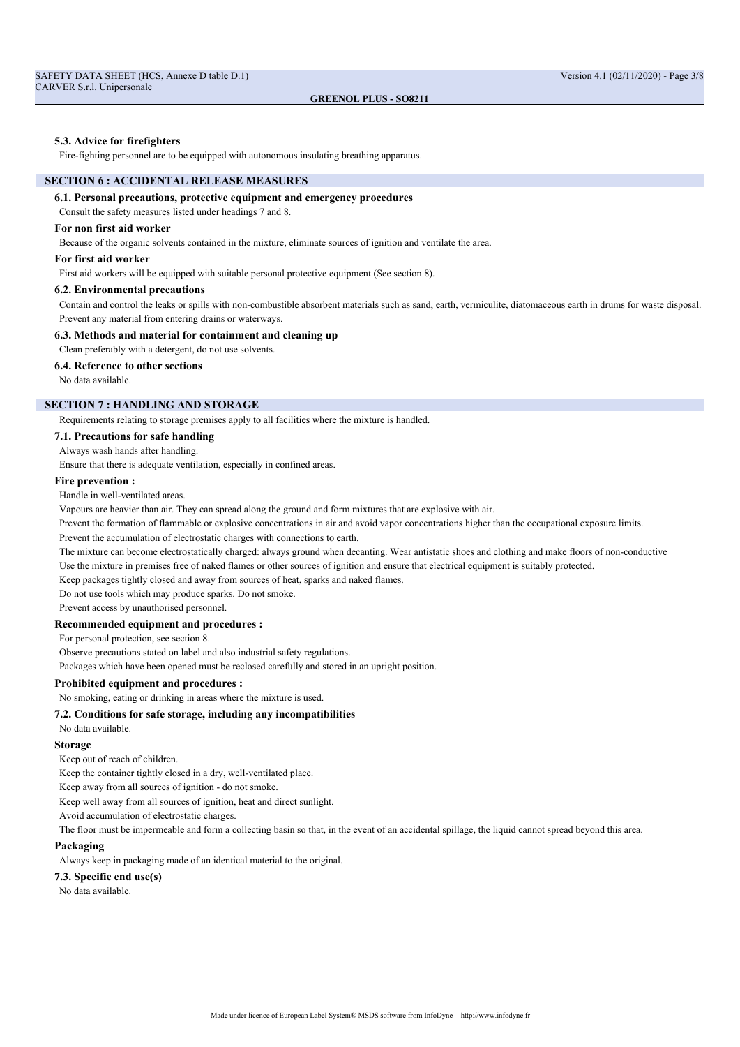#### 5.3. Advice for firefighters

Fire-fighting personnel are to be equipped with autonomous insulating breathing apparatus.

## SECTION 6 : ACCIDENTAL RELEASE MEASURES

#### 6.1. Personal precautions, protective equipment and emergency procedures

Consult the safety measures listed under headings 7 and 8.

**For non first aid worker**

Because of the organic solvents contained in the mixture, eliminate sources of ignition and ventilate the area.

**For first aid worker**

First aid workers will be equipped with suitable personal protective equipment (See section 8).

#### 6.2. Environmental precautions

Contain and control the leaks or spills with non-combustible absorbent materials such as sand, earth, vermiculite, diatomaceous earth in drums for waste disposal.

Prevent any material from entering drains or waterways.

#### 6.3. Methods and material for containment and cleaning up

Clean preferably with a detergent, do not use solvents.

#### 6.4. Reference to other sections

No data available.

## SECTION 7 : HANDLING AND STORAGE

Requirements relating to storage premises apply to all facilities where the mixture is handled.

#### 7.1. Precautions for safe handling

Always wash hands after handling.

Ensure that there is adequate ventilation, especially in confined areas.

**Fire prevention :**

Handle in well-ventilated areas.

Vapours are heavier than air. They can spread along the ground and form mixtures that are explosive with air.

Prevent the formation of flammable or explosive concentrations in air and avoid vapor concentrations higher than the occupational exposure limits.

Prevent the accumulation of electrostatic charges with connections to earth.

The mixture can become electrostatically charged: always ground when decanting. Wear antistatic shoes and clothing and make floors of non-conductive

Use the mixture in premises free of naked flames or other sources of ignition and ensure that electrical equipment is suitably protected.

Keep packages tightly closed and away from sources of heat, sparks and naked flames.

Do not use tools which may produce sparks. Do not smoke.

Prevent access by unauthorised personnel.

**Recommended equipment and procedures :**

For personal protection, see section 8.

Observe precautions stated on label and also industrial safety regulations.

Packages which have been opened must be reclosed carefully and stored in an upright position.

**Prohibited equipment and procedures :**

No smoking, eating or drinking in areas where the mixture is used.

#### 7.2. Conditions for safe storage, including any incompatibilities

No data available.

**Storage**

Keep out of reach of children.

Keep the container tightly closed in a dry, well-ventilated place.

Keep away from all sources of ignition - do not smoke.

Keep well away from all sources of ignition, heat and direct sunlight.

Avoid accumulation of electrostatic charges.

The floor must be impermeable and form a collecting basin so that, in the event of an accidental spillage, the liquid cannot spread beyond this area.

**Packaging**

Always keep in packaging made of an identical material to the original.

#### 7.3. Specific end use(s)

No data available.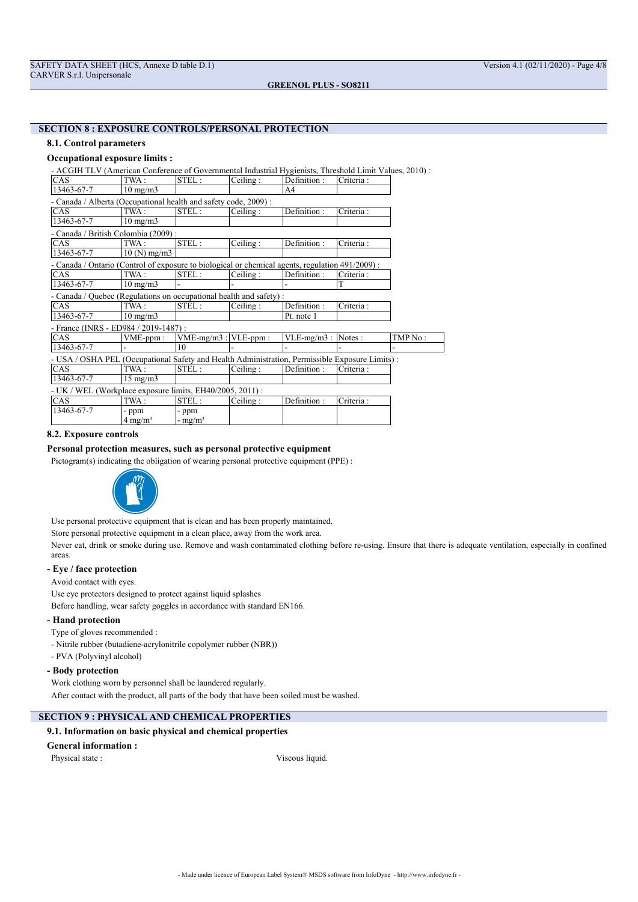## SECTION 8 : EXPOSURE CONTROLS/PERSONAL PROTECTION

### 8.1. Control parameters

**Occupational exposure limits :**

- ACGIH TLV (American Conference of Governmental Industrial Hygienists, Threshold Limit Values, 2010) :

| CAS | TWA : | STEL : | Ceiling : | Definition : | Criteria : |
|---|---|---|---|---|---|
| 13463-67-7 | 10 mg/m3 | | | A4 | |

- Canada / Alberta (Occupational health and safety code, 2009) :

| CAS | TWA : | STEL : | Ceiling : | Definition : | Criteria : |
|---|---|---|---|---|---|
| 13463-67-7 | 10 mg/m3 | | | | |

- Canada / British Colombia (2009) :

| CAS | TWA : | STEL : | Ceiling : | Definition : | Criteria : |
|---|---|---|---|---|---|
| 13463-67-7 | 10 (N) mg/m3 | | | | |

- Canada / Ontario (Control of exposure to biological or chemical agents, regulation 491/2009) :

| CAS | TWA : | STEL : | Ceiling : | Definition : | Criteria : |
|---|---|---|---|---|---|
| 13463-67-7 | 10 mg/m3 | - | - | - | T |

- Canada / Quebec (Regulations on occupational health and safety) :

| CAS | TWA : | STEL : | Ceiling : | Definition : | Criteria : |
|---|---|---|---|---|---|
| 13463-67-7 | 10 mg/m3 | | | Pt. note 1 | |

- France (INRS - ED984 / 2019-1487) :

| CAS | VME-ppm : | VME-mg/m3 : | VLE-ppm : | VLE-mg/m3 : | Notes : | TMP No : |
|---|---|---|---|---|---|---|
| 13463-67-7 | - | 10 | - | - | - | - |

- USA / OSHA PEL (Occupational Safety and Health Administration, Permissible Exposure Limits) :

| CAS | TWA : | STEL : | Ceiling : | Definition : | Criteria : |
|---|---|---|---|---|---|
| 13463-67-7 | 15 mg/m3 | | | | |

- UK / WEL (Workplace exposure limits, EH40/2005, 2011) :

| CAS | TWA : | STEL : | Ceiling : | Definition : | Criteria : |
|---|---|---|---|---|---|
| 13463-67-7 | - ppm<br>4 mg/m³ | - ppm<br>- mg/m³ | | | |

### 8.2. Exposure controls

**Personal protection measures, such as personal protective equipment**

Pictogram(s) indicating the obligation of wearing personal protective equipment (PPE) :

Use personal protective equipment that is clean and has been properly maintained.

Store personal protective equipment in a clean place, away from the work area.

Never eat, drink or smoke during use. Remove and wash contaminated clothing before re-using. Ensure that there is adequate ventilation, especially in confined areas.

**- Eye / face protection**

Avoid contact with eyes.

Use eye protectors designed to protect against liquid splashes

Before handling, wear safety goggles in accordance with standard EN166.

**- Hand protection**

Type of gloves recommended :

- Nitrile rubber (butadiene-acrylonitrile copolymer rubber (NBR))
- PVA (Polyvinyl alcohol)

**- Body protection**

Work clothing worn by personnel shall be laundered regularly.

After contact with the product, all parts of the body that have been soiled must be washed.

## SECTION 9 : PHYSICAL AND CHEMICAL PROPERTIES

### 9.1. Information on basic physical and chemical properties

**General information :**

Physical state : Viscous liquid.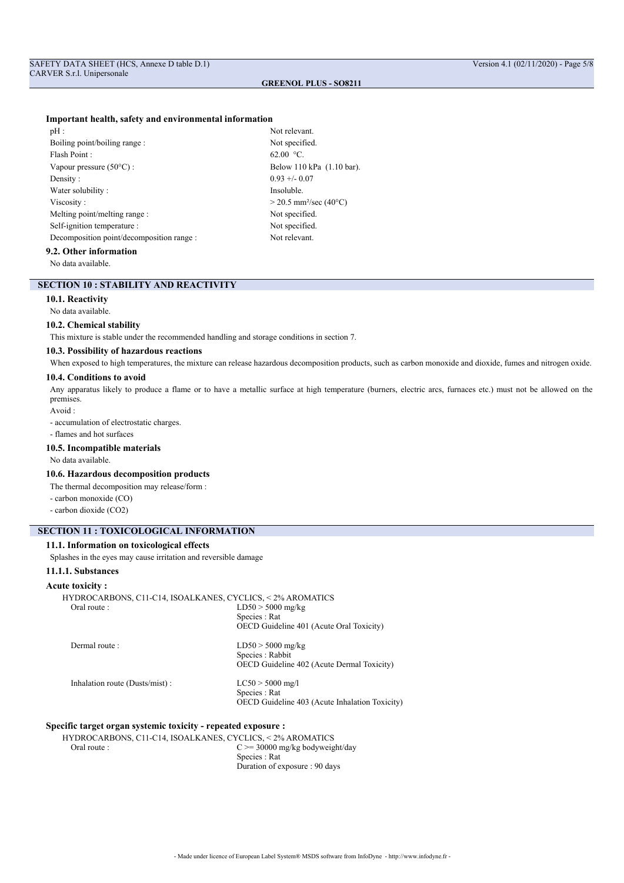#### Important health, safety and environmental information

| | |
|---|---|
| pH : | Not relevant. |
| Boiling point/boiling range : | Not specified. |
| Flash Point : | 62.00 °C. |
| Vapour pressure (50°C) : | Below 110 kPa (1.10 bar). |
| Density : | 0.93 +/- 0.07 |
| Water solubility : | Insoluble. |
| Viscosity : | > 20.5 mm²/sec (40°C) |
| Melting point/melting range : | Not specified. |
| Self-ignition temperature : | Not specified. |
| Decomposition point/decomposition range : | Not relevant. |

### 9.2. Other information

No data available.

## SECTION 10 : STABILITY AND REACTIVITY

### 10.1. Reactivity

No data available.

### 10.2. Chemical stability

This mixture is stable under the recommended handling and storage conditions in section 7.

### 10.3. Possibility of hazardous reactions

When exposed to high temperatures, the mixture can release hazardous decomposition products, such as carbon monoxide and dioxide, fumes and nitrogen oxide.

### 10.4. Conditions to avoid

Any apparatus likely to produce a flame or to have a metallic surface at high temperature (burners, electric arcs, furnaces etc.) must not be allowed on the premises.

Avoid :

- accumulation of electrostatic charges.
- flames and hot surfaces

### 10.5. Incompatible materials

No data available.

### 10.6. Hazardous decomposition products

The thermal decomposition may release/form :

- carbon monoxide (CO)
- carbon dioxide ($CO_2$)

## SECTION 11 : TOXICOLOGICAL INFORMATION

### 11.1. Information on toxicological effects

Splashes in the eyes may cause irritation and reversible damage

#### 11.1.1. Substances

**Acute toxicity :**

HYDROCARBONS, C11-C14, ISOALKANES, CYCLICS, < 2% AROMATICS

| | |
|---|---|
| Oral route : | LD50 > 5000 mg/kg<br>Species : Rat<br>OECD Guideline 401 (Acute Oral Toxicity) |
| Dermal route : | LD50 > 5000 mg/kg<br>Species : Rabbit<br>OECD Guideline 402 (Acute Dermal Toxicity) |
| Inhalation route (Dusts/mist) : | LC50 > 5000 mg/l<br>Species : Rat<br>OECD Guideline 403 (Acute Inhalation Toxicity) |

**Specific target organ systemic toxicity - repeated exposure :**

HYDROCARBONS, C11-C14, ISOALKANES, CYCLICS, < 2% AROMATICS

| | |
|---|---|
| Oral route : | C >= 30000 mg/kg bodyweight/day<br>Species : Rat<br>Duration of exposure : 90 days |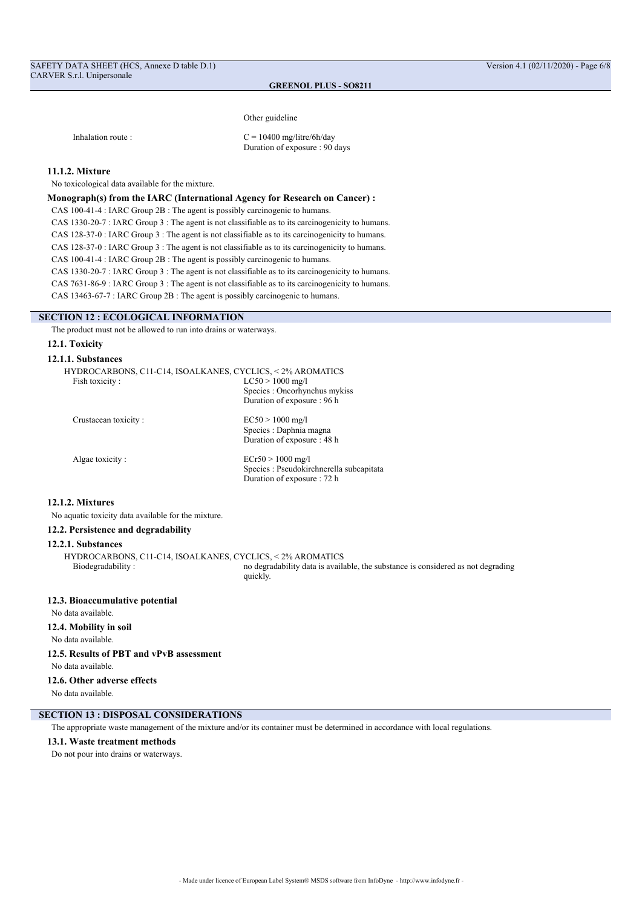Other guideline

Inhalation route : C = 10400 mg/litre/6h/day
Duration of exposure : 90 days

#### 11.1.2. Mixture

No toxicological data available for the mixture.

**Monograph(s) from the IARC (International Agency for Research on Cancer) :**

CAS 100-41-4 : IARC Group 2B : The agent is possibly carcinogenic to humans.

CAS 1330-20-7 : IARC Group 3 : The agent is not classifiable as to its carcinogenicity to humans.

CAS 128-37-0 : IARC Group 3 : The agent is not classifiable as to its carcinogenicity to humans.

CAS 128-37-0 : IARC Group 3 : The agent is not classifiable as to its carcinogenicity to humans.

CAS 100-41-4 : IARC Group 2B : The agent is possibly carcinogenic to humans.

CAS 1330-20-7 : IARC Group 3 : The agent is not classifiable as to its carcinogenicity to humans.

CAS 7631-86-9 : IARC Group 3 : The agent is not classifiable as to its carcinogenicity to humans.

CAS 13463-67-7 : IARC Group 2B : The agent is possibly carcinogenic to humans.

## SECTION 12 : ECOLOGICAL INFORMATION

The product must not be allowed to run into drains or waterways.

### 12.1. Toxicity

#### 12.1.1. Substances

HYDROCARBONS, C11-C14, ISOALKANES, CYCLICS, < 2% AROMATICS

Fish toxicity : LC50 > 1000 mg/l
Species : Oncorhynchus mykiss
Duration of exposure : 96 h

Crustacean toxicity : EC50 > 1000 mg/l
Species : Daphnia magna
Duration of exposure : 48 h

Algae toxicity : ECr50 > 1000 mg/l
Species : Pseudokirchnerella subcapitata
Duration of exposure : 72 h

#### 12.1.2. Mixtures

No aquatic toxicity data available for the mixture.

### 12.2. Persistence and degradability

#### 12.2.1. Substances

HYDROCARBONS, C11-C14, ISOALKANES, CYCLICS, < 2% AROMATICS

Biodegradability : no degradability data is available, the substance is considered as not degrading quickly.

### 12.3. Bioaccumulative potential

No data available.

### 12.4. Mobility in soil

No data available.

### 12.5. Results of PBT and vPvB assessment

No data available.

### 12.6. Other adverse effects

No data available.

## SECTION 13 : DISPOSAL CONSIDERATIONS

The appropriate waste management of the mixture and/or its container must be determined in accordance with local regulations.

### 13.1. Waste treatment methods

Do not pour into drains or waterways.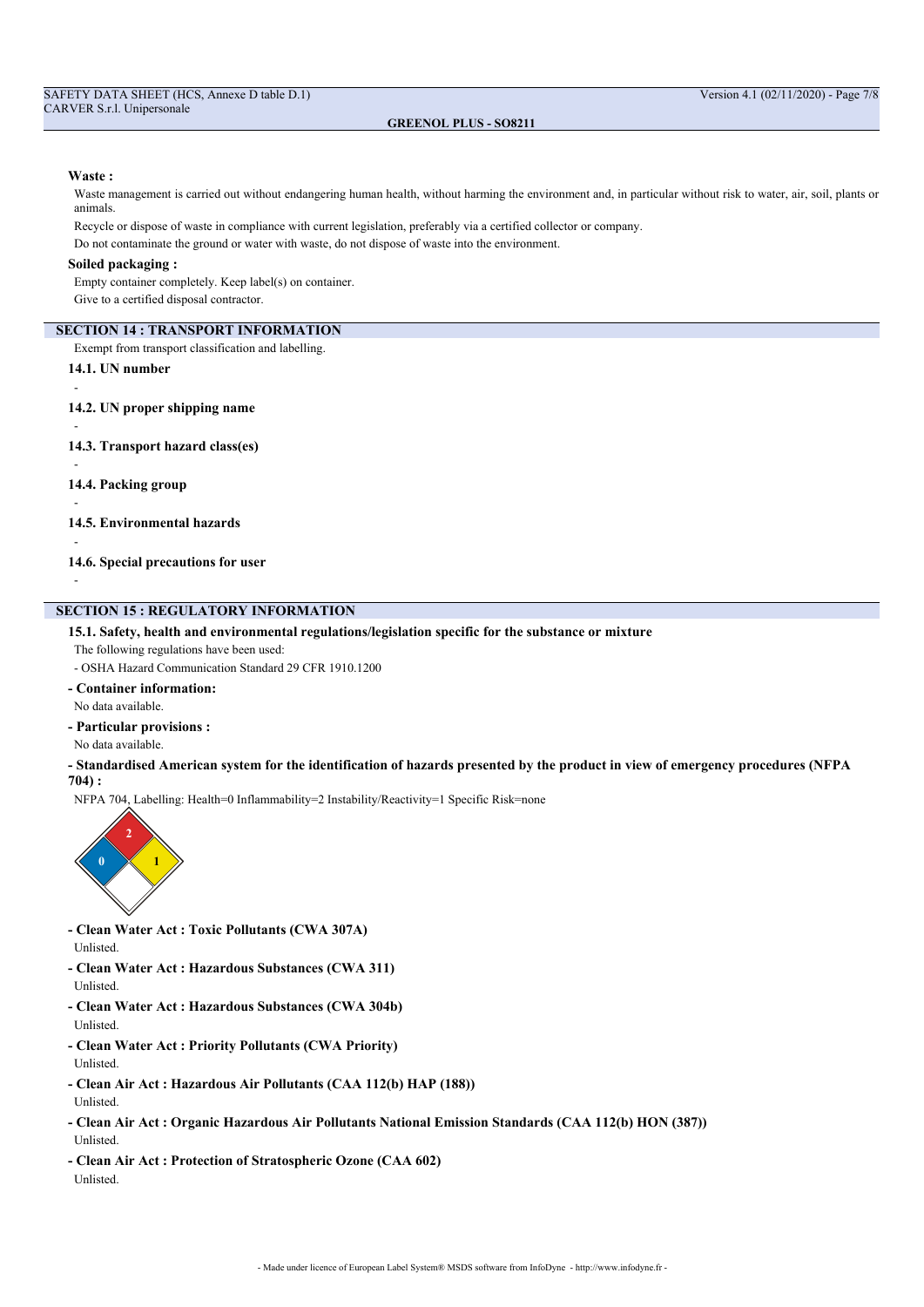**Waste :**

Waste management is carried out without endangering human health, without harming the environment and, in particular without risk to water, air, soil, plants or animals.

Recycle or dispose of waste in compliance with current legislation, preferably via a certified collector or company.

Do not contaminate the ground or water with waste, do not dispose of waste into the environment.

**Soiled packaging :**

Empty container completely. Keep label(s) on container.

Give to a certified disposal contractor.

## SECTION 14 : TRANSPORT INFORMATION

Exempt from transport classification and labelling.

### 14.1. UN number

-

### 14.2. UN proper shipping name

-

### 14.3. Transport hazard class(es)

-

### 14.4. Packing group

-

### 14.5. Environmental hazards

-

### 14.6. Special precautions for user

-

## SECTION 15 : REGULATORY INFORMATION

### 15.1. Safety, health and environmental regulations/legislation specific for the substance or mixture

The following regulations have been used:

- OSHA Hazard Communication Standard 29 CFR 1910.1200

**- Container information:**

No data available.

**- Particular provisions :**

No data available.

**- Standardised American system for the identification of hazards presented by the product in view of emergency procedures (NFPA 704) :**

NFPA 704, Labelling: Health=0 Inflammability=2 Instability/Reactivity=1 Specific Risk=none

**- Clean Water Act : Toxic Pollutants (CWA 307A)**

Unlisted.

**- Clean Water Act : Hazardous Substances (CWA 311)**

Unlisted.

**- Clean Water Act : Hazardous Substances (CWA 304b)**

Unlisted.

**- Clean Water Act : Priority Pollutants (CWA Priority)**

Unlisted.

**- Clean Air Act : Hazardous Air Pollutants (CAA 112(b) HAP (188))**

Unlisted.

**- Clean Air Act : Organic Hazardous Air Pollutants National Emission Standards (CAA 112(b) HON (387))**

Unlisted.

**- Clean Air Act : Protection of Stratospheric Ozone (CAA 602)**

Unlisted.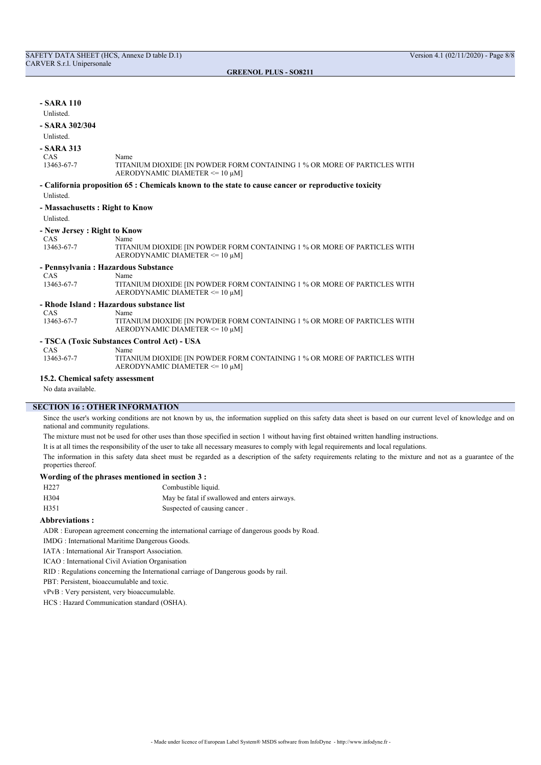- **SARA 110**

Unlisted.

- **SARA 302/304**

Unlisted.

- **SARA 313**

| CAS | Name |
| --- | --- |
| 13463-67-7 | TITANIUM DIOXIDE [IN POWDER FORM CONTAINING 1 % OR MORE OF PARTICLES WITH AERODYNAMIC DIAMETER <= 10 µM] |

- **California proposition 65 : Chemicals known to the state to cause cancer or reproductive toxicity**

Unlisted.

- **Massachusetts : Right to Know**

Unlisted.

- **New Jersey : Right to Know**

| CAS | Name |
| --- | --- |
| 13463-67-7 | TITANIUM DIOXIDE [IN POWDER FORM CONTAINING 1 % OR MORE OF PARTICLES WITH AERODYNAMIC DIAMETER <= 10 µM] |

- **Pennsylvania : Hazardous Substance**

| CAS | Name |
| --- | --- |
| 13463-67-7 | TITANIUM DIOXIDE [IN POWDER FORM CONTAINING 1 % OR MORE OF PARTICLES WITH AERODYNAMIC DIAMETER <= 10 µM] |

- **Rhode Island : Hazardous substance list**

| CAS | Name |
| --- | --- |
| 13463-67-7 | TITANIUM DIOXIDE [IN POWDER FORM CONTAINING 1 % OR MORE OF PARTICLES WITH AERODYNAMIC DIAMETER <= 10 µM] |

- **TSCA (Toxic Substances Control Act) - USA**

| CAS | Name |
| --- | --- |
| 13463-67-7 | TITANIUM DIOXIDE [IN POWDER FORM CONTAINING 1 % OR MORE OF PARTICLES WITH AERODYNAMIC DIAMETER <= 10 µM] |

### 15.2. Chemical safety assessment

No data available.

## SECTION 16 : OTHER INFORMATION

Since the user's working conditions are not known by us, the information supplied on this safety data sheet is based on our current level of knowledge and on national and community regulations.

The mixture must not be used for other uses than those specified in section 1 without having first obtained written handling instructions.

It is at all times the responsibility of the user to take all necessary measures to comply with legal requirements and local regulations.

The information in this safety data sheet must be regarded as a description of the safety requirements relating to the mixture and not as a guarantee of the properties thereof.

**Wording of the phrases mentioned in section 3 :**

| | |
| --- | --- |
| H227 | Combustible liquid. |
| H304 | May be fatal if swallowed and enters airways. |
| H351 | Suspected of causing cancer . |

**Abbreviations :**

ADR : European agreement concerning the international carriage of dangerous goods by Road.

IMDG : International Maritime Dangerous Goods.

IATA : International Air Transport Association.

ICAO : International Civil Aviation Organisation

RID : Regulations concerning the International carriage of Dangerous goods by rail.

PBT: Persistent, bioaccumulable and toxic.

vPvB : Very persistent, very bioaccumulable.

HCS : Hazard Communication standard (OSHA).